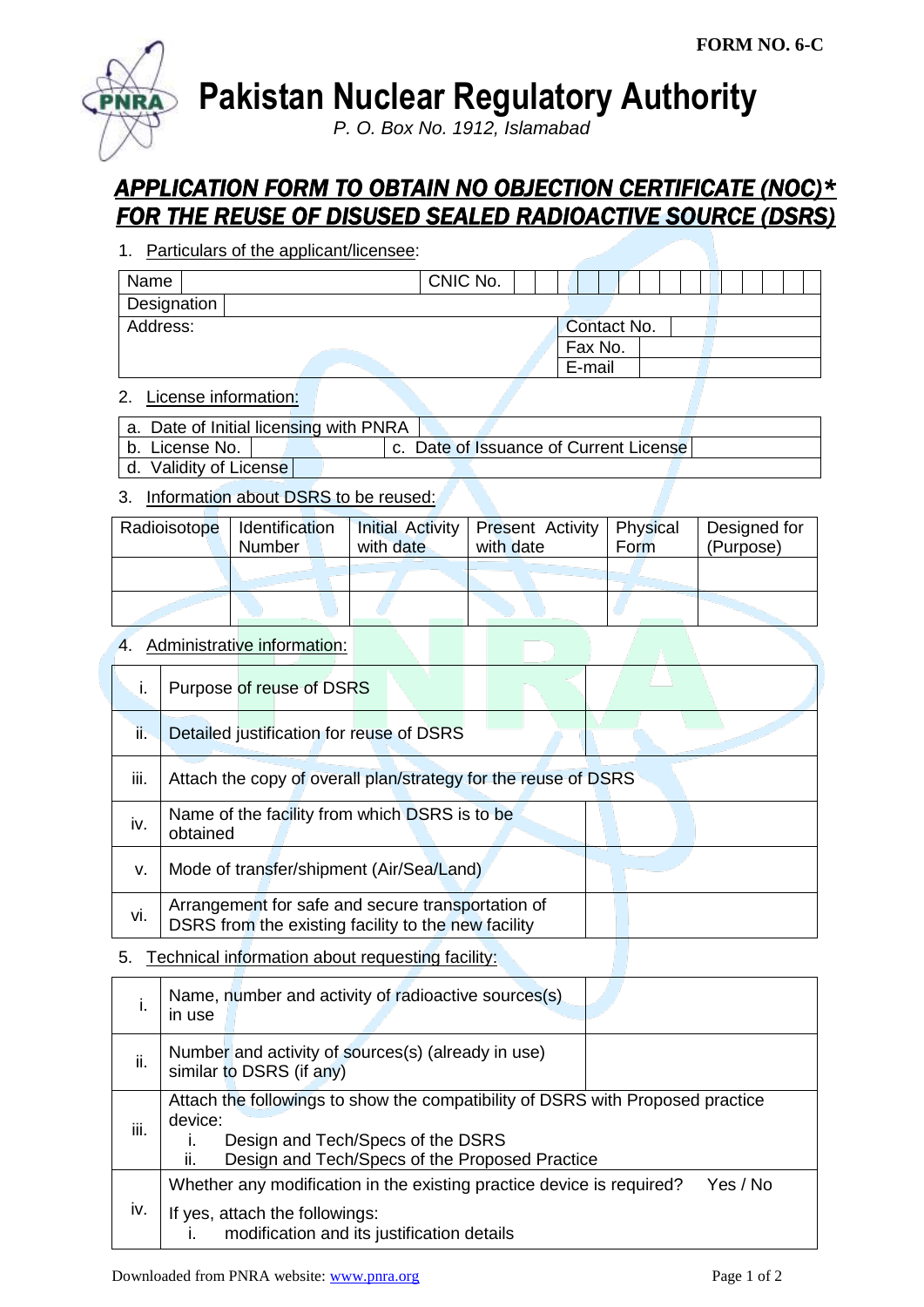FORM NO. 6-C

# Pakistan Nuclear Regulatory Authority

*P. O. Box No. 1912, Islamabad*

## *APPLICATION FORM TO OBTAIN NO OBJECTION CERTIFICATE (NOC)* FOR THE REUSE OF DISUSED SEALED RADIOACTIVE SOURCE (DSRS)*

1. Particulars of the applicant/licensee:

| Name | | CNIC No. | |
|---|---|---|---|
| Designation | | | |
| Address: | | Contact No. | |
| | | Fax No. | |
| | | E-mail | |

2. License information:

| a. Date of Initial licensing with PNRA | | | |
|---|---|---|---|
| b. License No. | | c. Date of Issuance of Current License | |
| d. Validity of License | | | |

3. Information about DSRS to be reused:

| Radioisotope | Identification Number | Initial Activity with date | Present Activity with date | Physical Form | Designed for (Purpose) |
|---|---|---|---|---|---|
| | | | | | |
| | | | | | |

4. Administrative information:

| | | |
|---|---|---|
| i. | Purpose of reuse of DSRS | |
| ii. | Detailed justification for reuse of DSRS | |
| iii. | Attach the copy of overall plan/strategy for the reuse of DSRS | |
| iv. | Name of the facility from which DSRS is to be obtained | |
| v. | Mode of transfer/shipment (Air/Sea/Land) | |
| vi. | Arrangement for safe and secure transportation of DSRS from the existing facility to the new facility | |

5. Technical information about requesting facility:

| | | |
|---|---|---|
| i. | Name, number and activity of radioactive sources(s) in use | |
| ii. | Number and activity of sources(s) (already in use) similar to DSRS (if any) | |
| iii. | Attach the followings to show the compatibility of DSRS with Proposed practice device:<br>i. Design and Tech/Specs of the DSRS<br>ii. Design and Tech/Specs of the Proposed Practice | |
| iv. | Whether any modification in the existing practice device is required? Yes / No<br>If yes, attach the followings:<br>i. modification and its justification details | |

Downloaded from PNRA website: www.pnra.org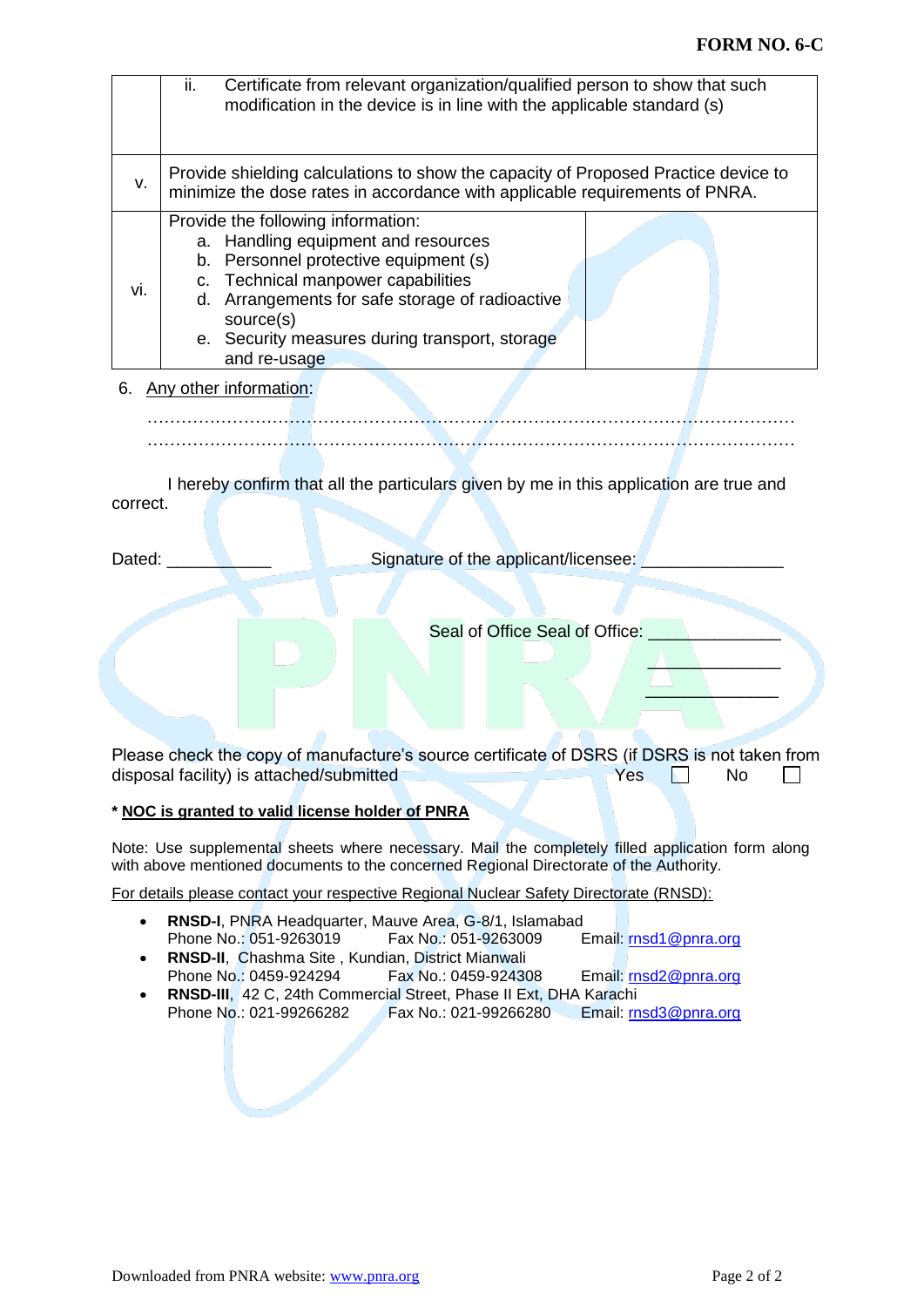| | | |
|---|---|---|
| | ii. Certificate from relevant organization/qualified person to show that such modification in the device is in line with the applicable standard (s) | |
| v. | Provide shielding calculations to show the capacity of Proposed Practice device to minimize the dose rates in accordance with applicable requirements of PNRA. | |
| vi. | Provide the following information:<br>a. Handling equipment and resources<br>b. Personnel protective equipment (s)<br>c. Technical manpower capabilities<br>d. Arrangements for safe storage of radioactive source(s)<br>e. Security measures during transport, storage and re-usage | |

6. Any other information:

…………………………………………………………………………………………………
…………………………………………………………………………………………………

I hereby confirm that all the particulars given by me in this application are true and correct.

Dated: ___________ Signature of the applicant/licensee: _______________

Seal of Office Seal of Office: _____________

_____________

_____________

Please check the copy of manufacture's source certificate of DSRS (if DSRS is not taken from disposal facility) is attached/submitted Yes ☐ No ☐

**\* NOC is granted to valid license holder of PNRA**

Note: Use supplemental sheets where necessary. Mail the completely filled application form along with above mentioned documents to the concerned Regional Directorate of the Authority.

For details please contact your respective Regional Nuclear Safety Directorate (RNSD):

- **RNSD-I**, PNRA Headquarter, Mauve Area, G-8/1, Islamabad
  Phone No.: 051-9263019 Fax No.: 051-9263009 Email: rnsd1@pnra.org
- **RNSD-II**, Chashma Site , Kundian, District Mianwali
  Phone No.: 0459-924294 Fax No.: 0459-924308 Email: rnsd2@pnra.org
- **RNSD-III**, 42 C, 24th Commercial Street, Phase II Ext, DHA Karachi
  Phone No.: 021-99266282 Fax No.: 021-99266280 Email: rnsd3@pnra.org